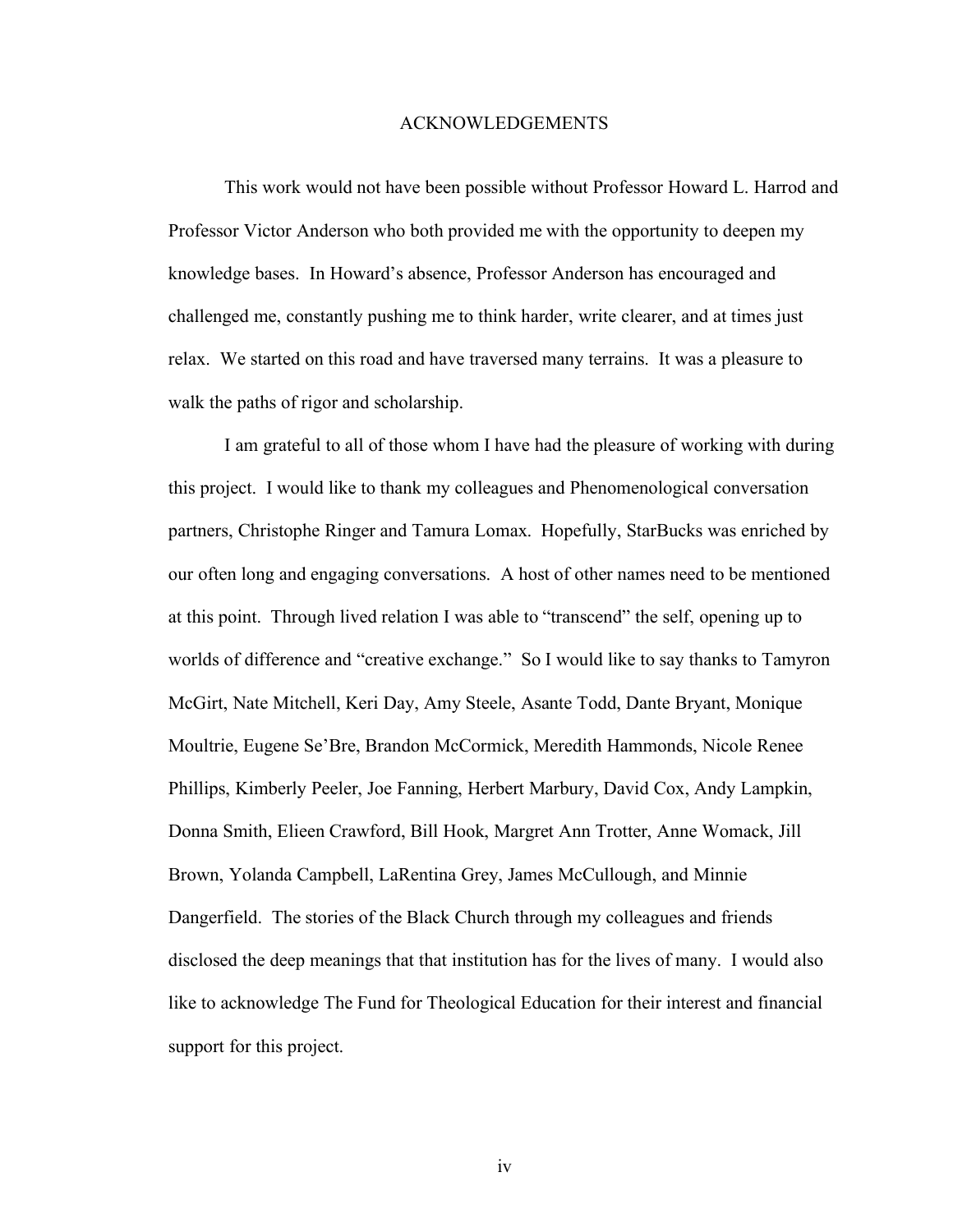# ACKNOWLEDGEMENTS

This work would not have been possible without Professor Howard L. Harrod and Professor Victor Anderson who both provided me with the opportunity to deepen my knowledge bases. In Howard's absence, Professor Anderson has encouraged and challenged me, constantly pushing me to think harder, write clearer, and at times just relax. We started on this road and have traversed many terrains. It was a pleasure to walk the paths of rigor and scholarship.

I am grateful to all of those whom I have had the pleasure of working with during this project. I would like to thank my colleagues and Phenomenological conversation partners, Christophe Ringer and Tamura Lomax. Hopefully, StarBucks was enriched by our often long and engaging conversations. A host of other names need to be mentioned at this point. Through lived relation I was able to "transcend" the self, opening up to worlds of difference and "creative exchange." So I would like to say thanks to Tamyron McGirt, Nate Mitchell, Keri Day, Amy Steele, Asante Todd, Dante Bryant, Monique Moultrie, Eugene Se'Bre, Brandon McCormick, Meredith Hammonds, Nicole Renee Phillips, Kimberly Peeler, Joe Fanning, Herbert Marbury, David Cox, Andy Lampkin, Donna Smith, Elieen Crawford, Bill Hook, Margret Ann Trotter, Anne Womack, Jill Brown, Yolanda Campbell, LaRentina Grey, James McCullough, and Minnie Dangerfield. The stories of the Black Church through my colleagues and friends disclosed the deep meanings that that institution has for the lives of many. I would also like to acknowledge The Fund for Theological Education for their interest and financial support for this project.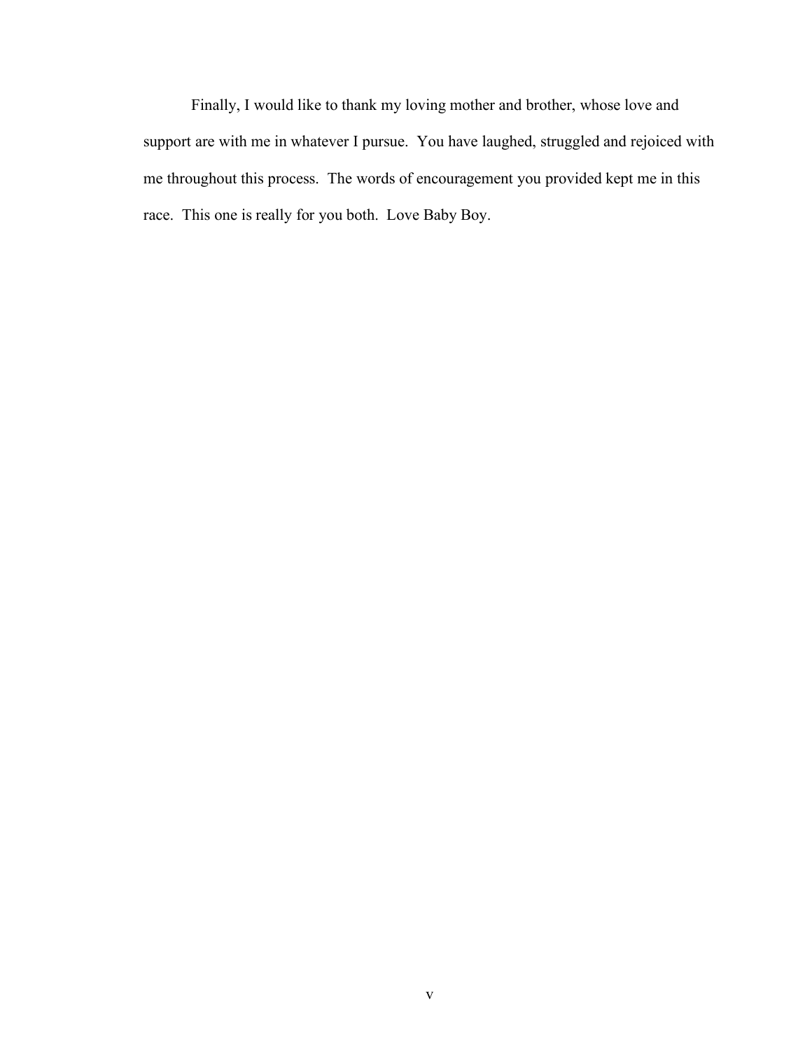Finally, I would like to thank my loving mother and brother, whose love and support are with me in whatever I pursue. You have laughed, struggled and rejoiced with me throughout this process. The words of encouragement you provided kept me in this race. This one is really for you both. Love Baby Boy.